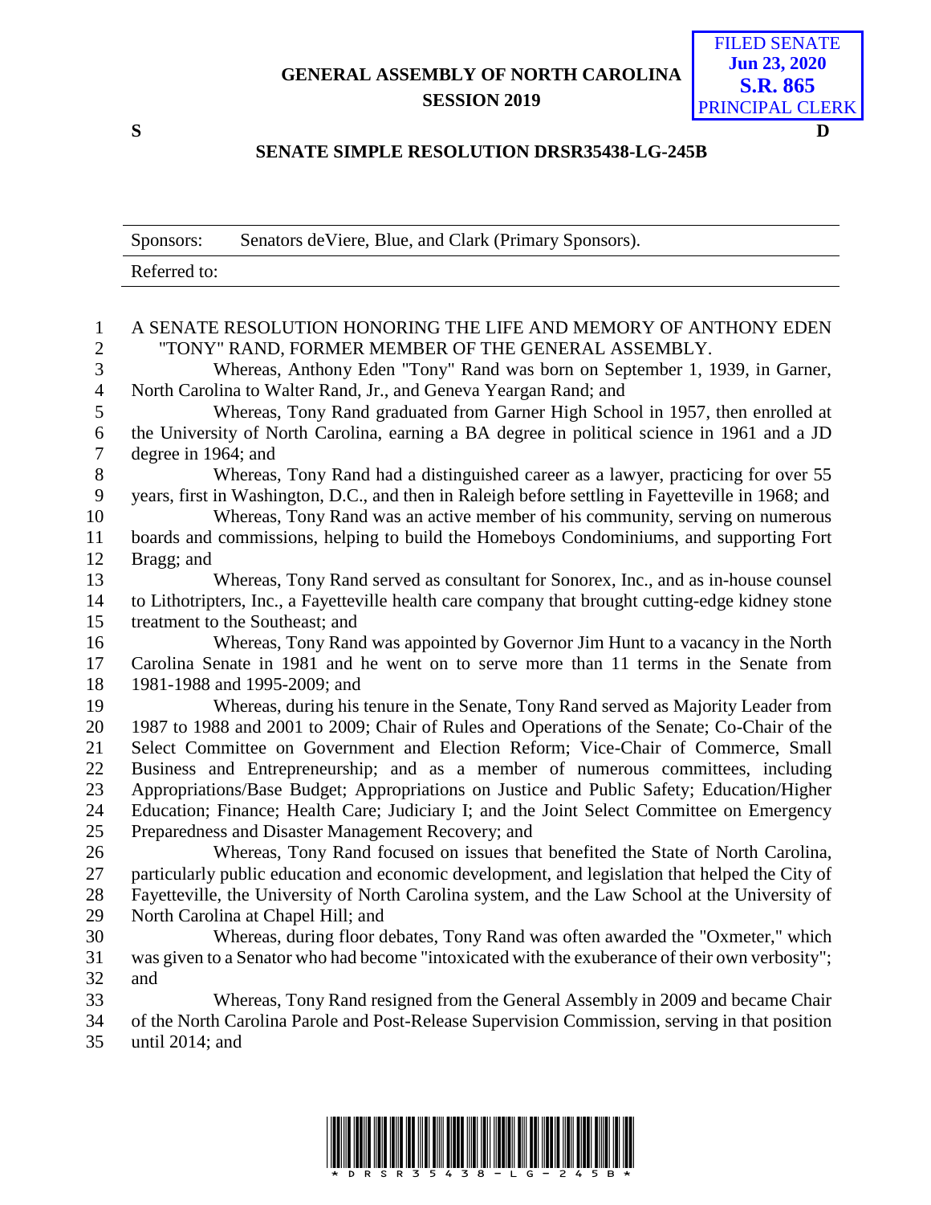GENERAL ASSEMBLY OF NORTH CAROLINA
SESSION 2019

FILED SENATE
Jun 23, 2020
S.R. 865
PRINCIPAL CLERK

S D

**SENATE SIMPLE RESOLUTION DRSR35438-LG-245B**

| Sponsors: | Senators deViere, Blue, and Clark (Primary Sponsors). |
|---|---|
| Referred to: | |

A SENATE RESOLUTION HONORING THE LIFE AND MEMORY OF ANTHONY EDEN "TONY" RAND, FORMER MEMBER OF THE GENERAL ASSEMBLY.

Whereas, Anthony Eden "Tony" Rand was born on September 1, 1939, in Garner, North Carolina to Walter Rand, Jr., and Geneva Yeargan Rand; and

Whereas, Tony Rand graduated from Garner High School in 1957, then enrolled at the University of North Carolina, earning a BA degree in political science in 1961 and a JD degree in 1964; and

Whereas, Tony Rand had a distinguished career as a lawyer, practicing for over 55 years, first in Washington, D.C., and then in Raleigh before settling in Fayetteville in 1968; and

Whereas, Tony Rand was an active member of his community, serving on numerous boards and commissions, helping to build the Homeboys Condominiums, and supporting Fort Bragg; and

Whereas, Tony Rand served as consultant for Sonorex, Inc., and as in-house counsel to Lithotripters, Inc., a Fayetteville health care company that brought cutting-edge kidney stone treatment to the Southeast; and

Whereas, Tony Rand was appointed by Governor Jim Hunt to a vacancy in the North Carolina Senate in 1981 and he went on to serve more than 11 terms in the Senate from 1981-1988 and 1995-2009; and

Whereas, during his tenure in the Senate, Tony Rand served as Majority Leader from 1987 to 1988 and 2001 to 2009; Chair of Rules and Operations of the Senate; Co-Chair of the Select Committee on Government and Election Reform; Vice-Chair of Commerce, Small Business and Entrepreneurship; and as a member of numerous committees, including Appropriations/Base Budget; Appropriations on Justice and Public Safety; Education/Higher Education; Finance; Health Care; Judiciary I; and the Joint Select Committee on Emergency Preparedness and Disaster Management Recovery; and

Whereas, Tony Rand focused on issues that benefited the State of North Carolina, particularly public education and economic development, and legislation that helped the City of Fayetteville, the University of North Carolina system, and the Law School at the University of North Carolina at Chapel Hill; and

Whereas, during floor debates, Tony Rand was often awarded the "Oxmeter," which was given to a Senator who had become "intoxicated with the exuberance of their own verbosity"; and

Whereas, Tony Rand resigned from the General Assembly in 2009 and became Chair of the North Carolina Parole and Post-Release Supervision Commission, serving in that position until 2014; and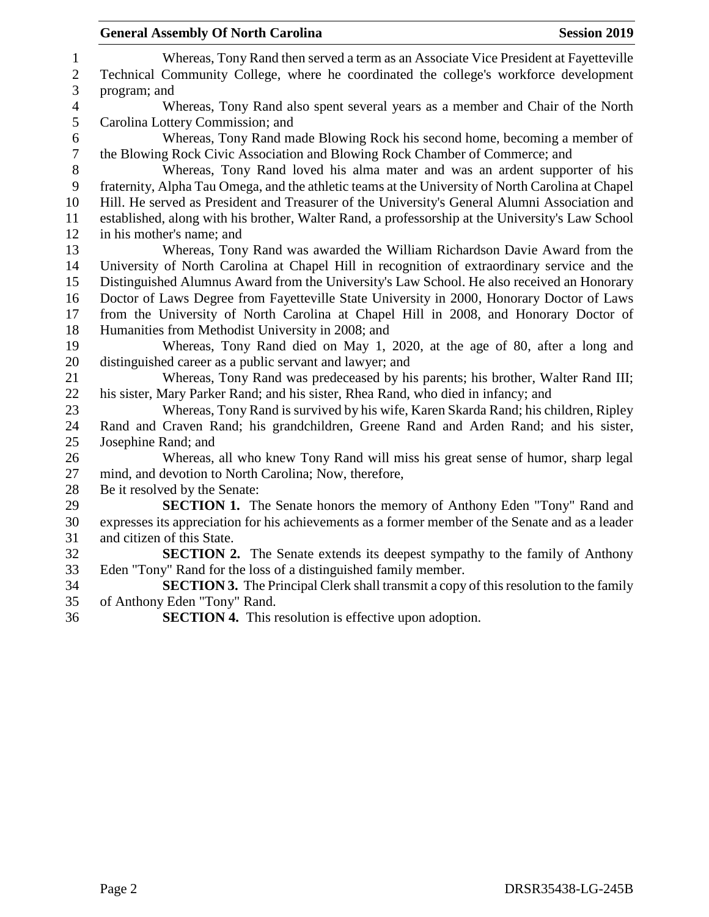Whereas, Tony Rand then served a term as an Associate Vice President at Fayetteville Technical Community College, where he coordinated the college's workforce development program; and

Whereas, Tony Rand also spent several years as a member and Chair of the North Carolina Lottery Commission; and

Whereas, Tony Rand made Blowing Rock his second home, becoming a member of the Blowing Rock Civic Association and Blowing Rock Chamber of Commerce; and

Whereas, Tony Rand loved his alma mater and was an ardent supporter of his fraternity, Alpha Tau Omega, and the athletic teams at the University of North Carolina at Chapel Hill. He served as President and Treasurer of the University's General Alumni Association and established, along with his brother, Walter Rand, a professorship at the University's Law School in his mother's name; and

Whereas, Tony Rand was awarded the William Richardson Davie Award from the University of North Carolina at Chapel Hill in recognition of extraordinary service and the Distinguished Alumnus Award from the University's Law School. He also received an Honorary Doctor of Laws Degree from Fayetteville State University in 2000, Honorary Doctor of Laws from the University of North Carolina at Chapel Hill in 2008, and Honorary Doctor of Humanities from Methodist University in 2008; and

Whereas, Tony Rand died on May 1, 2020, at the age of 80, after a long and distinguished career as a public servant and lawyer; and

Whereas, Tony Rand was predeceased by his parents; his brother, Walter Rand III; his sister, Mary Parker Rand; and his sister, Rhea Rand, who died in infancy; and

Whereas, Tony Rand is survived by his wife, Karen Skarda Rand; his children, Ripley Rand and Craven Rand; his grandchildren, Greene Rand and Arden Rand; and his sister, Josephine Rand; and

Whereas, all who knew Tony Rand will miss his great sense of humor, sharp legal mind, and devotion to North Carolina; Now, therefore,

Be it resolved by the Senate:

**SECTION 1.** The Senate honors the memory of Anthony Eden "Tony" Rand and expresses its appreciation for his achievements as a former member of the Senate and as a leader and citizen of this State.

**SECTION 2.** The Senate extends its deepest sympathy to the family of Anthony Eden "Tony" Rand for the loss of a distinguished family member.

**SECTION 3.** The Principal Clerk shall transmit a copy of this resolution to the family of Anthony Eden "Tony" Rand.

**SECTION 4.** This resolution is effective upon adoption.